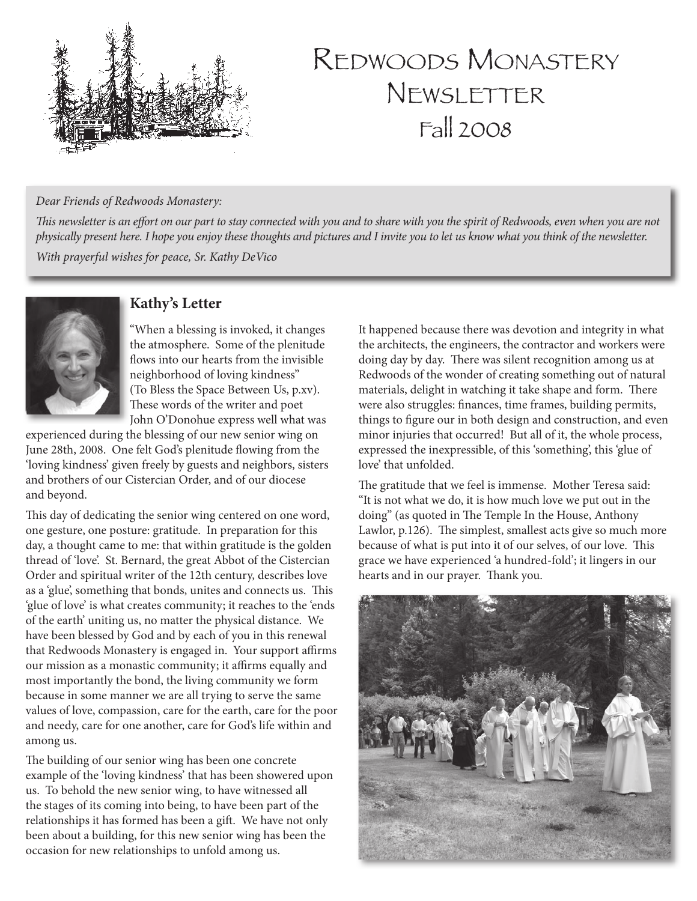# Redwoods Monastery Newsletter

## Fall 2008

*Dear Friends of Redwoods Monastery:*

*This newsletter is an effort on our part to stay connected with you and to share with you the spirit of Redwoods, even when you are not physically present here. I hope you enjoy these thoughts and pictures and I invite you to let us know what you think of the newsletter.*

*With prayerful wishes for peace, Sr. Kathy DeVico*

### Kathy's Letter

"When a blessing is invoked, it changes the atmosphere. Some of the plenitude flows into our hearts from the invisible neighborhood of loving kindness" (To Bless the Space Between Us, p.xv). These words of the writer and poet John O'Donohue express well what was experienced during the blessing of our new senior wing on June 28th, 2008. One felt God's plenitude flowing from the 'loving kindness' given freely by guests and neighbors, sisters and brothers of our Cistercian Order, and of our diocese and beyond.

This day of dedicating the senior wing centered on one word, one gesture, one posture: gratitude. In preparation for this day, a thought came to me: that within gratitude is the golden thread of 'love'. St. Bernard, the great Abbot of the Cistercian Order and spiritual writer of the 12th century, describes love as a 'glue', something that bonds, unites and connects us. This 'glue of love' is what creates community; it reaches to the 'ends of the earth' uniting us, no matter the physical distance. We have been blessed by God and by each of you in this renewal that Redwoods Monastery is engaged in. Your support affirms our mission as a monastic community; it affirms equally and most importantly the bond, the living community we form because in some manner we are all trying to serve the same values of love, compassion, care for the earth, care for the poor and needy, care for one another, care for God's life within and among us.

The building of our senior wing has been one concrete example of the 'loving kindness' that has been showered upon us. To behold the new senior wing, to have witnessed all the stages of its coming into being, to have been part of the relationships it has formed has been a gift. We have not only been about a building, for this new senior wing has been the occasion for new relationships to unfold among us.

It happened because there was devotion and integrity in what the architects, the engineers, the contractor and workers were doing day by day. There was silent recognition among us at Redwoods of the wonder of creating something out of natural materials, delight in watching it take shape and form. There were also struggles: finances, time frames, building permits, things to figure our in both design and construction, and even minor injuries that occurred! But all of it, the whole process, expressed the inexpressible, of this 'something', this 'glue of love' that unfolded.

The gratitude that we feel is immense. Mother Teresa said: "It is not what we do, it is how much love we put out in the doing" (as quoted in The Temple In the House, Anthony Lawlor, p.126). The simplest, smallest acts give so much more because of what is put into it of our selves, of our love. This grace we have experienced 'a hundred-fold'; it lingers in our hearts and in our prayer. Thank you.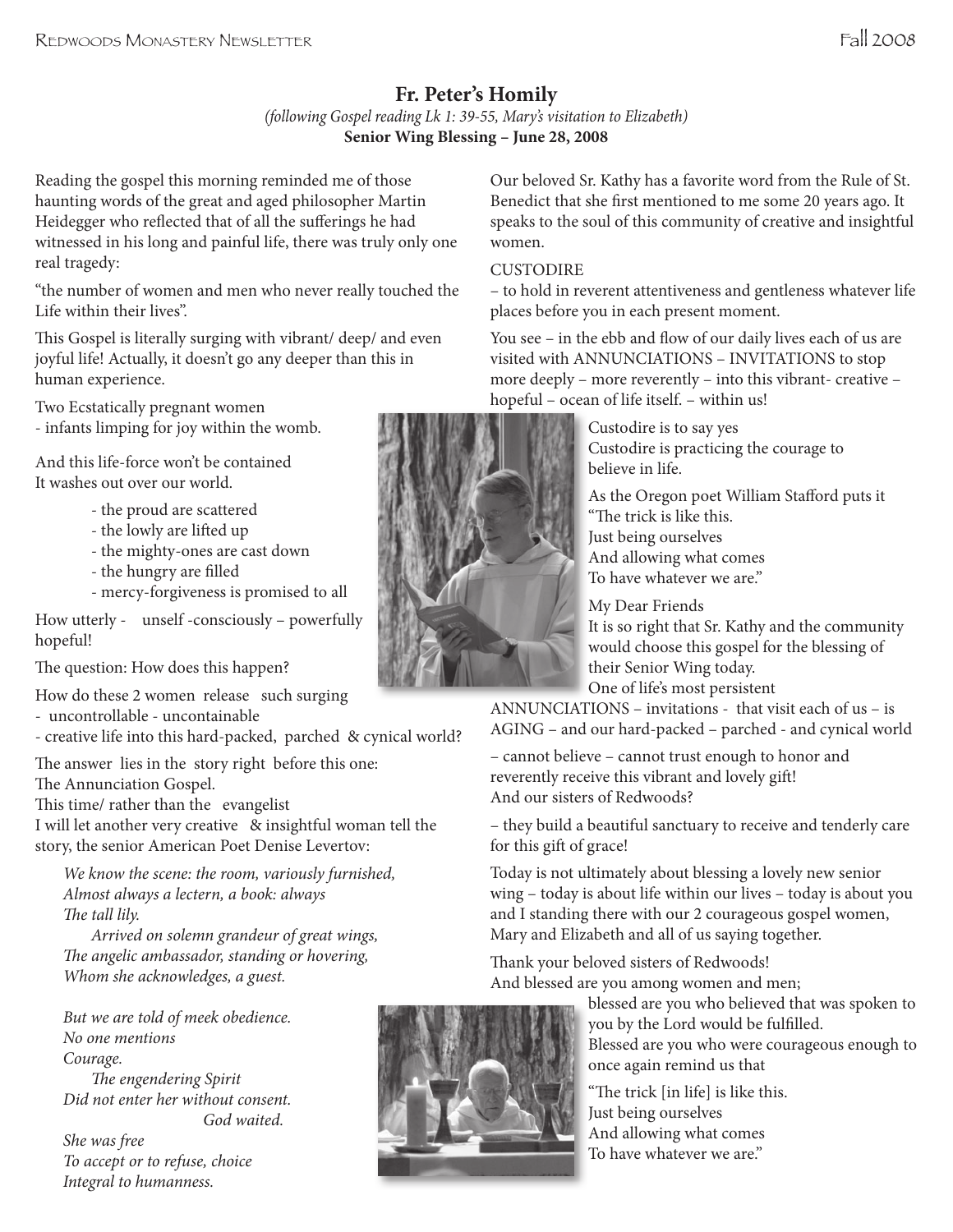## Fr. Peter's Homily

*(following Gospel reading Lk 1: 39-55, Mary's visitation to Elizabeth)*

**Senior Wing Blessing – June 28, 2008**

Reading the gospel this morning reminded me of those haunting words of the great and aged philosopher Martin Heidegger who reflected that of all the sufferings he had witnessed in his long and painful life, there was truly only one real tragedy:

"the number of women and men who never really touched the Life within their lives".

This Gospel is literally surging with vibrant/ deep/ and even joyful life! Actually, it doesn't go any deeper than this in human experience.

Two Ecstatically pregnant women
- infants limping for joy within the womb.

And this life-force won't be contained
It washes out over our world.

- the proud are scattered
- the lowly are lifted up
- the mighty-ones are cast down
- the hungry are filled
- mercy-forgiveness is promised to all

How utterly - unself -consciously – powerfully hopeful!

The question: How does this happen?

How do these 2 women release such surging
- uncontrollable - uncontainable
- creative life into this hard-packed, parched & cynical world?

The answer lies in the story right before this one:
The Annunciation Gospel.
This time/ rather than the evangelist
I will let another very creative & insightful woman tell the story, the senior American Poet Denise Levertov:

*We know the scene: the room, variously furnished,*
*Almost always a lectern, a book: always*
*The tall lily.*
*Arrived on solemn grandeur of great wings,*
*The angelic ambassador, standing or hovering,*
*Whom she acknowledges, a guest.*

*But we are told of meek obedience.*
*No one mentions*
*Courage.*
*The engendering Spirit*
*Did not enter her without consent.*
*God waited.*
*She was free*
*To accept or to refuse, choice*
*Integral to humanness.*

Our beloved Sr. Kathy has a favorite word from the Rule of St. Benedict that she first mentioned to me some 20 years ago. It speaks to the soul of this community of creative and insightful women.

CUSTODIRE
– to hold in reverent attentiveness and gentleness whatever life places before you in each present moment.

You see – in the ebb and flow of our daily lives each of us are visited with ANNUNCIATIONS – INVITATIONS to stop more deeply – more reverently – into this vibrant- creative – hopeful – ocean of life itself. – within us!

Custodire is to say yes
Custodire is practicing the courage to believe in life.

As the Oregon poet William Stafford puts it
"The trick is like this.
Just being ourselves
And allowing what comes
To have whatever we are."

My Dear Friends
It is so right that Sr. Kathy and the community would choose this gospel for the blessing of their Senior Wing today.
One of life's most persistent ANNUNCIATIONS – invitations - that visit each of us – is AGING – and our hard-packed – parched - and cynical world

– cannot believe – cannot trust enough to honor and reverently receive this vibrant and lovely gift!
And our sisters of Redwoods?

– they build a beautiful sanctuary to receive and tenderly care for this gift of grace!

Today is not ultimately about blessing a lovely new senior wing – today is about life within our lives – today is about you and I standing there with our 2 courageous gospel women, Mary and Elizabeth and all of us saying together.

Thank your beloved sisters of Redwoods!
And blessed are you among women and men;
blessed are you who believed that was spoken to you by the Lord would be fulfilled.
Blessed are you who were courageous enough to once again remind us that

"The trick [in life] is like this.
Just being ourselves
And allowing what comes
To have whatever we are."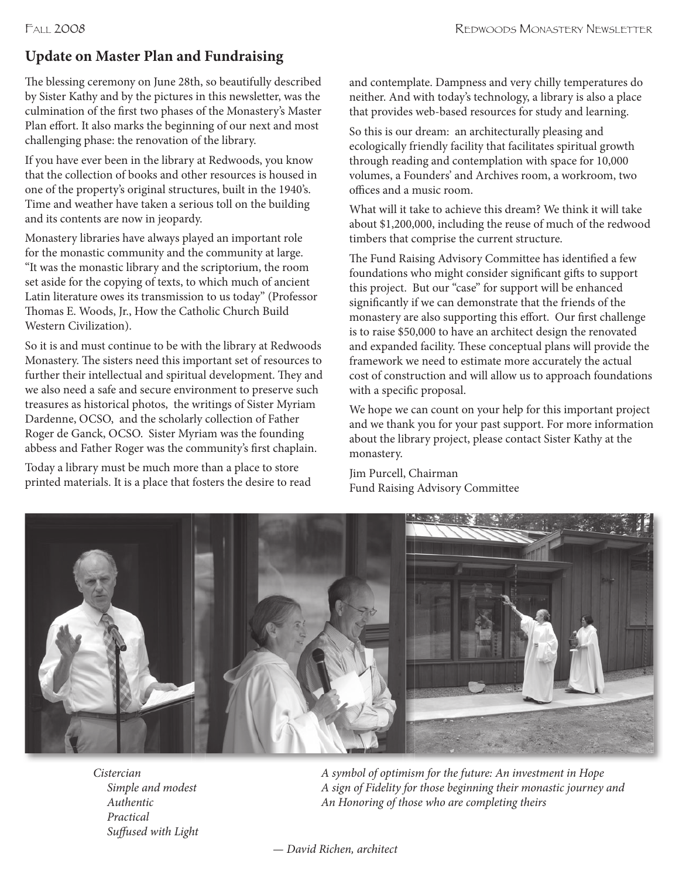## Update on Master Plan and Fundraising

The blessing ceremony on June 28th, so beautifully described by Sister Kathy and by the pictures in this newsletter, was the culmination of the first two phases of the Monastery's Master Plan effort. It also marks the beginning of our next and most challenging phase: the renovation of the library.

If you have ever been in the library at Redwoods, you know that the collection of books and other resources is housed in one of the property's original structures, built in the 1940's. Time and weather have taken a serious toll on the building and its contents are now in jeopardy.

Monastery libraries have always played an important role for the monastic community and the community at large. "It was the monastic library and the scriptorium, the room set aside for the copying of texts, to which much of ancient Latin literature owes its transmission to us today" (Professor Thomas E. Woods, Jr., How the Catholic Church Build Western Civilization).

So it is and must continue to be with the library at Redwoods Monastery. The sisters need this important set of resources to further their intellectual and spiritual development. They and we also need a safe and secure environment to preserve such treasures as historical photos, the writings of Sister Myriam Dardenne, OCSO, and the scholarly collection of Father Roger de Ganck, OCSO. Sister Myriam was the founding abbess and Father Roger was the community's first chaplain.

Today a library must be much more than a place to store printed materials. It is a place that fosters the desire to read and contemplate. Dampness and very chilly temperatures do neither. And with today's technology, a library is also a place that provides web-based resources for study and learning.

So this is our dream: an architecturally pleasing and ecologically friendly facility that facilitates spiritual growth through reading and contemplation with space for 10,000 volumes, a Founders' and Archives room, a workroom, two offices and a music room.

What will it take to achieve this dream? We think it will take about $1,200,000, including the reuse of much of the redwood timbers that comprise the current structure.

The Fund Raising Advisory Committee has identified a few foundations who might consider significant gifts to support this project. But our "case" for support will be enhanced significantly if we can demonstrate that the friends of the monastery are also supporting this effort. Our first challenge is to raise $50,000 to have an architect design the renovated and expanded facility. These conceptual plans will provide the framework we need to estimate more accurately the actual cost of construction and will allow us to approach foundations with a specific proposal.

We hope we can count on your help for this important project and we thank you for your past support. For more information about the library project, please contact Sister Kathy at the monastery.

Jim Purcell, Chairman
Fund Raising Advisory Committee

*Cistercian*
*Simple and modest*
*Authentic*
*Practical*
*Suffused with Light*

*A symbol of optimism for the future: An investment in Hope*
*A sign of Fidelity for those beginning their monastic journey and*
*An Honoring of those who are completing theirs*

*— David Richen, architect*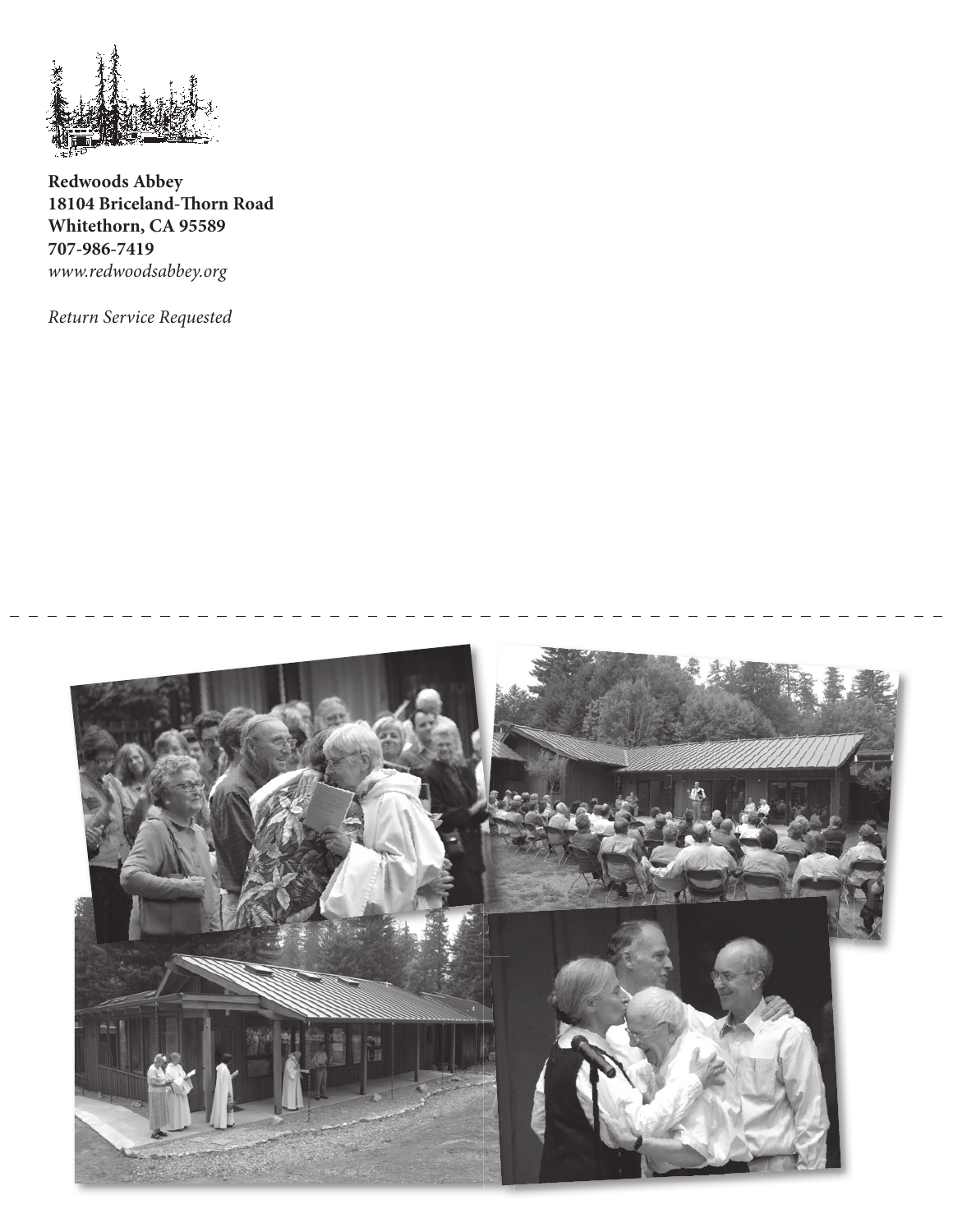**Redwoods Abbey**
**18104 Briceland-Thorn Road**
**Whitethorn, CA 95589**
**707-986-7419**
*www.redwoodsabbey.org*

*Return Service Requested*